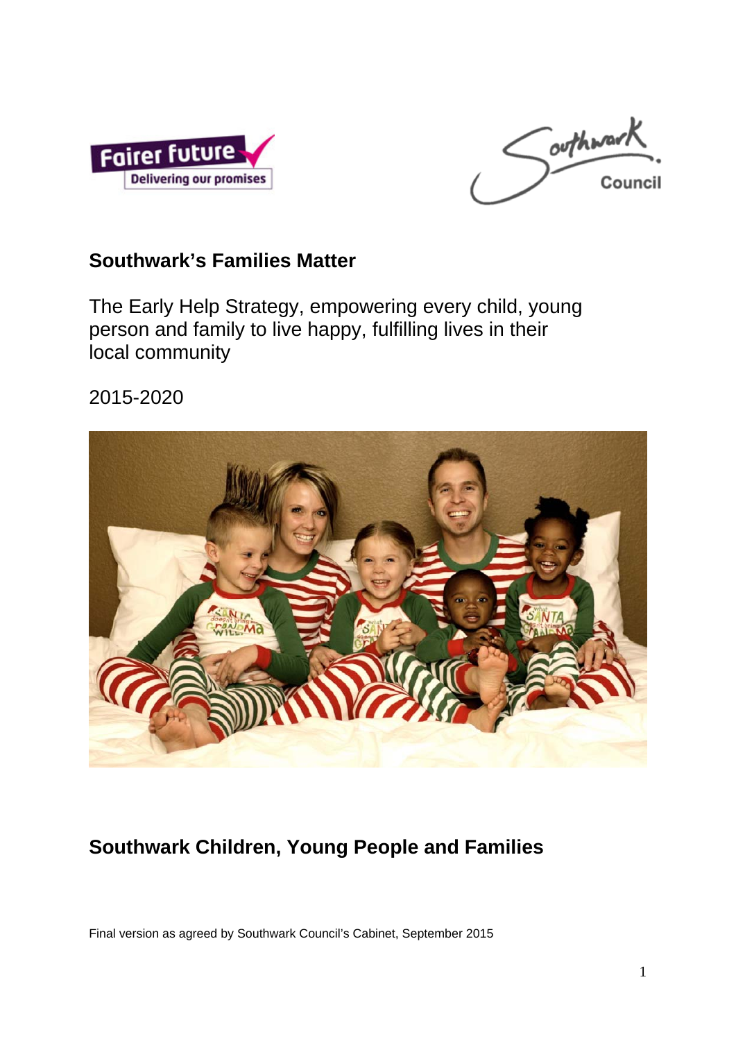Fairer future
Delivering our promises

Southwark Council

# Southwark's Families Matter

The Early Help Strategy, empowering every child, young person and family to live happy, fulfilling lives in their local community

2015-2020

## Southwark Children, Young People and Families

Final version as agreed by Southwark Council's Cabinet, September 2015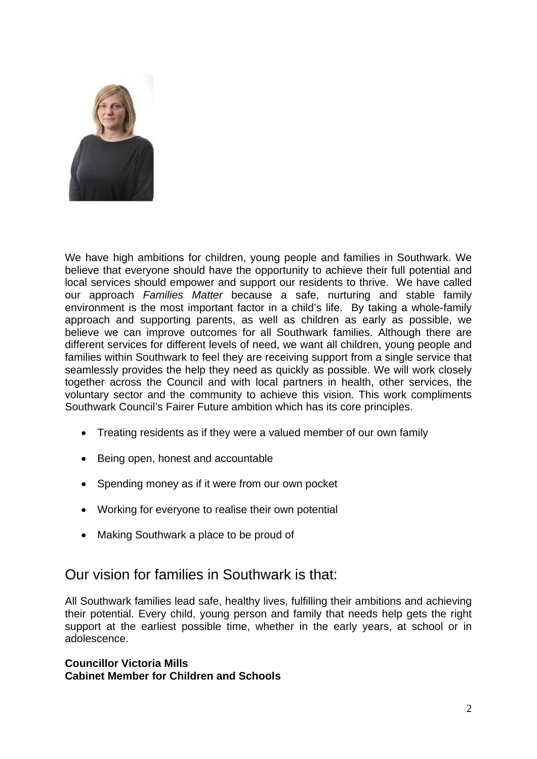We have high ambitions for children, young people and families in Southwark. We believe that everyone should have the opportunity to achieve their full potential and local services should empower and support our residents to thrive. We have called our approach *Families Matter* because a safe, nurturing and stable family environment is the most important factor in a child's life. By taking a whole-family approach and supporting parents, as well as children as early as possible, we believe we can improve outcomes for all Southwark families. Although there are different services for different levels of need, we want all children, young people and families within Southwark to feel they are receiving support from a single service that seamlessly provides the help they need as quickly as possible. We will work closely together across the Council and with local partners in health, other services, the voluntary sector and the community to achieve this vision. This work compliments Southwark Council's Fairer Future ambition which has its core principles.

- Treating residents as if they were a valued member of our own family
- Being open, honest and accountable
- Spending money as if it were from our own pocket
- Working for everyone to realise their own potential
- Making Southwark a place to be proud of

## Our vision for families in Southwark is that:

All Southwark families lead safe, healthy lives, fulfilling their ambitions and achieving their potential. Every child, young person and family that needs help gets the right support at the earliest possible time, whether in the early years, at school or in adolescence.

**Councillor Victoria Mills**
**Cabinet Member for Children and Schools**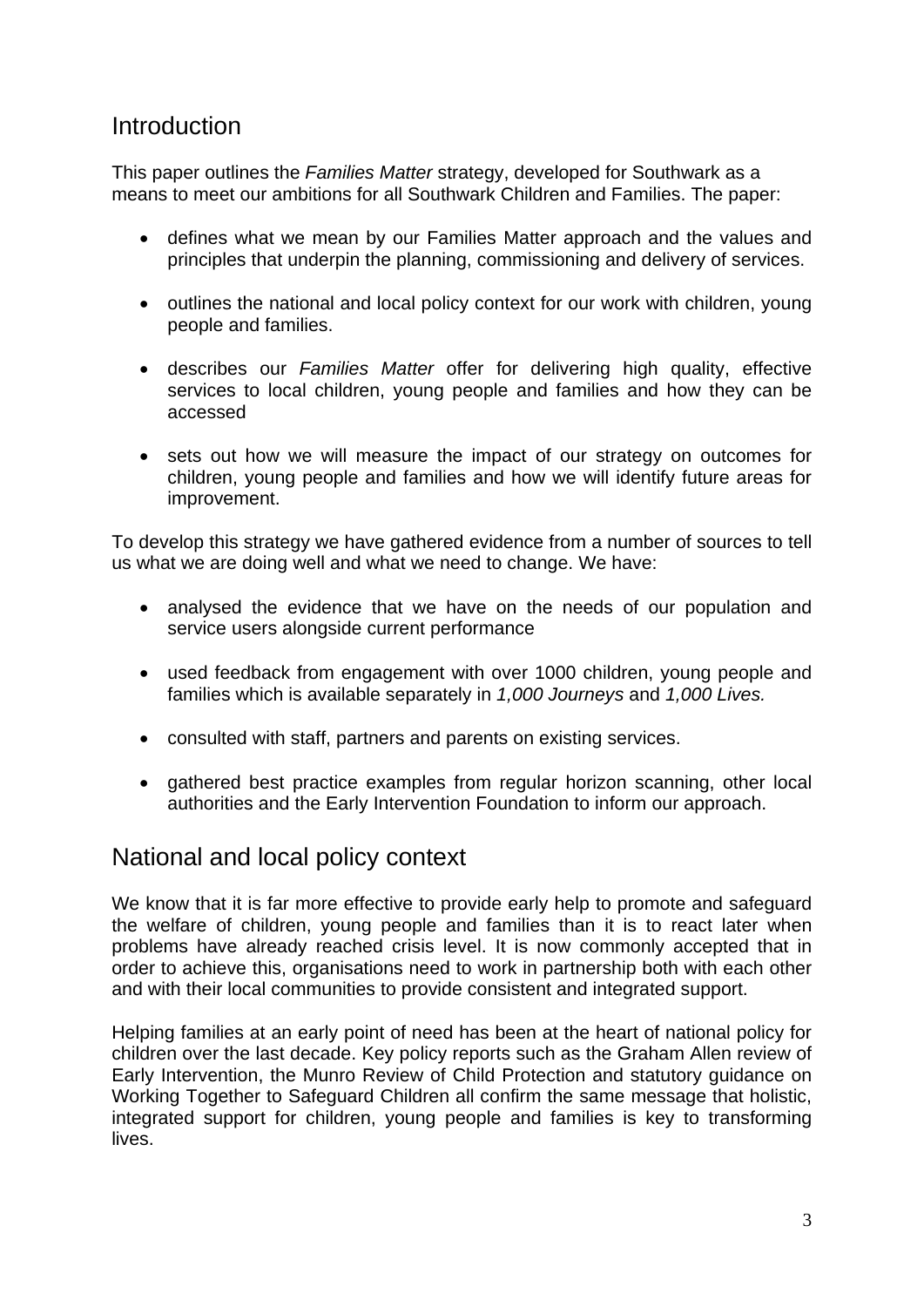## Introduction

This paper outlines the *Families Matter* strategy, developed for Southwark as a means to meet our ambitions for all Southwark Children and Families. The paper:

- defines what we mean by our Families Matter approach and the values and principles that underpin the planning, commissioning and delivery of services.
- outlines the national and local policy context for our work with children, young people and families.
- describes our *Families Matter* offer for delivering high quality, effective services to local children, young people and families and how they can be accessed
- sets out how we will measure the impact of our strategy on outcomes for children, young people and families and how we will identify future areas for improvement.

To develop this strategy we have gathered evidence from a number of sources to tell us what we are doing well and what we need to change. We have:

- analysed the evidence that we have on the needs of our population and service users alongside current performance
- used feedback from engagement with over 1000 children, young people and families which is available separately in *1,000 Journeys* and *1,000 Lives.*
- consulted with staff, partners and parents on existing services.
- gathered best practice examples from regular horizon scanning, other local authorities and the Early Intervention Foundation to inform our approach.

## National and local policy context

We know that it is far more effective to provide early help to promote and safeguard the welfare of children, young people and families than it is to react later when problems have already reached crisis level. It is now commonly accepted that in order to achieve this, organisations need to work in partnership both with each other and with their local communities to provide consistent and integrated support.

Helping families at an early point of need has been at the heart of national policy for children over the last decade. Key policy reports such as the Graham Allen review of Early Intervention, the Munro Review of Child Protection and statutory guidance on Working Together to Safeguard Children all confirm the same message that holistic, integrated support for children, young people and families is key to transforming lives.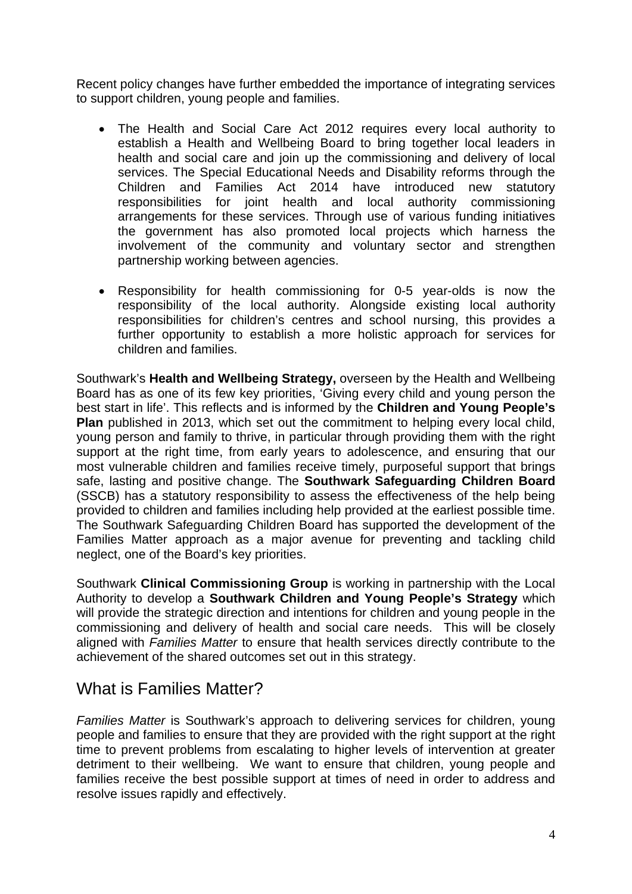Recent policy changes have further embedded the importance of integrating services to support children, young people and families.

- The Health and Social Care Act 2012 requires every local authority to establish a Health and Wellbeing Board to bring together local leaders in health and social care and join up the commissioning and delivery of local services. The Special Educational Needs and Disability reforms through the Children and Families Act 2014 have introduced new statutory responsibilities for joint health and local authority commissioning arrangements for these services. Through use of various funding initiatives the government has also promoted local projects which harness the involvement of the community and voluntary sector and strengthen partnership working between agencies.

- Responsibility for health commissioning for 0-5 year-olds is now the responsibility of the local authority. Alongside existing local authority responsibilities for children's centres and school nursing, this provides a further opportunity to establish a more holistic approach for services for children and families.

Southwark's **Health and Wellbeing Strategy,** overseen by the Health and Wellbeing Board has as one of its few key priorities, 'Giving every child and young person the best start in life'. This reflects and is informed by the **Children and Young People's Plan** published in 2013, which set out the commitment to helping every local child, young person and family to thrive, in particular through providing them with the right support at the right time, from early years to adolescence, and ensuring that our most vulnerable children and families receive timely, purposeful support that brings safe, lasting and positive change. The **Southwark Safeguarding Children Board** (SSCB) has a statutory responsibility to assess the effectiveness of the help being provided to children and families including help provided at the earliest possible time. The Southwark Safeguarding Children Board has supported the development of the Families Matter approach as a major avenue for preventing and tackling child neglect, one of the Board's key priorities.

Southwark **Clinical Commissioning Group** is working in partnership with the Local Authority to develop a **Southwark Children and Young People's Strategy** which will provide the strategic direction and intentions for children and young people in the commissioning and delivery of health and social care needs. This will be closely aligned with *Families Matter* to ensure that health services directly contribute to the achievement of the shared outcomes set out in this strategy.

## What is Families Matter?

*Families Matter* is Southwark's approach to delivering services for children, young people and families to ensure that they are provided with the right support at the right time to prevent problems from escalating to higher levels of intervention at greater detriment to their wellbeing. We want to ensure that children, young people and families receive the best possible support at times of need in order to address and resolve issues rapidly and effectively.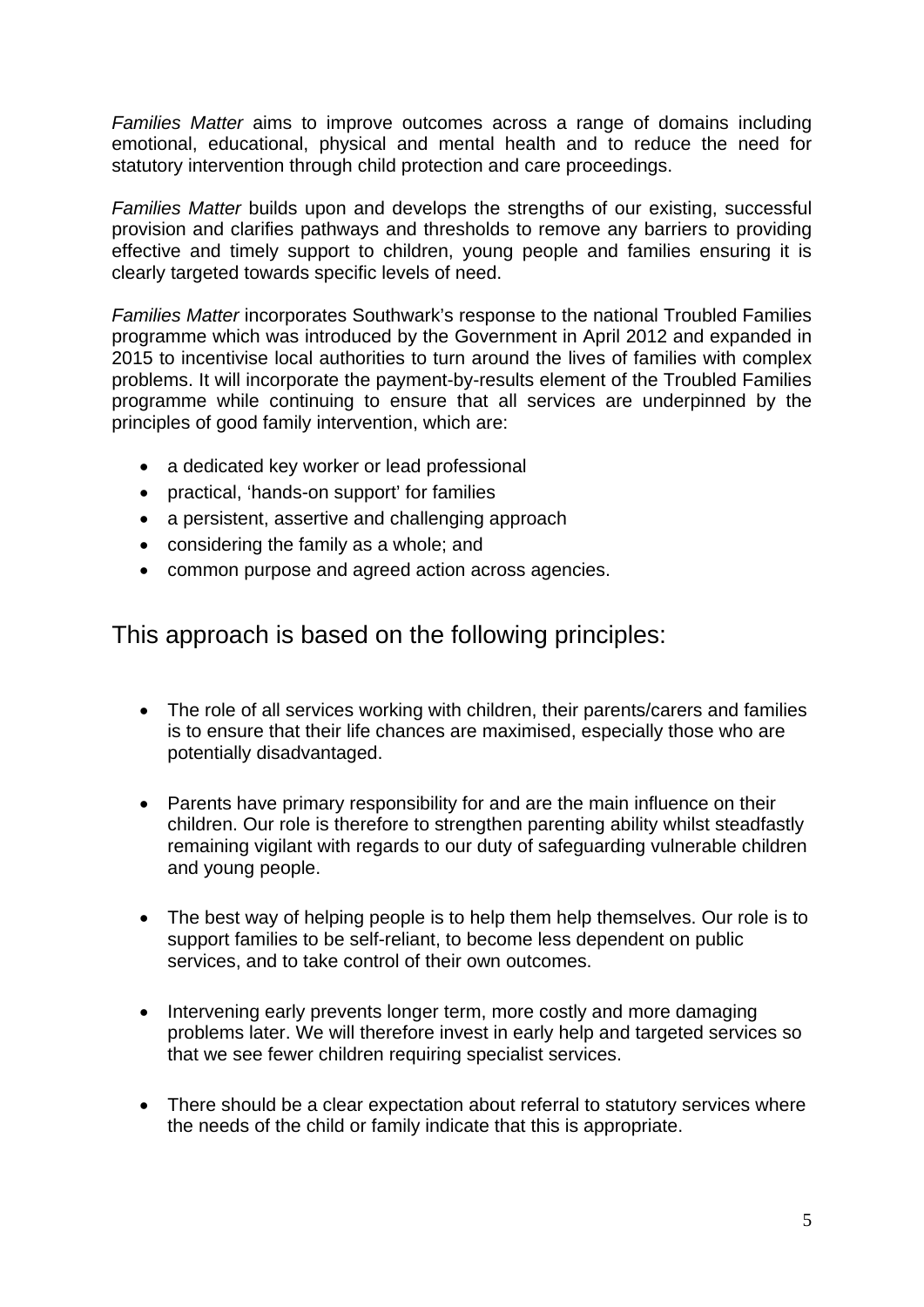*Families Matter* aims to improve outcomes across a range of domains including emotional, educational, physical and mental health and to reduce the need for statutory intervention through child protection and care proceedings.

*Families Matter* builds upon and develops the strengths of our existing, successful provision and clarifies pathways and thresholds to remove any barriers to providing effective and timely support to children, young people and families ensuring it is clearly targeted towards specific levels of need.

*Families Matter* incorporates Southwark's response to the national Troubled Families programme which was introduced by the Government in April 2012 and expanded in 2015 to incentivise local authorities to turn around the lives of families with complex problems. It will incorporate the payment-by-results element of the Troubled Families programme while continuing to ensure that all services are underpinned by the principles of good family intervention, which are:

- a dedicated key worker or lead professional
- practical, 'hands-on support' for families
- a persistent, assertive and challenging approach
- considering the family as a whole; and
- common purpose and agreed action across agencies.

## This approach is based on the following principles:

- The role of all services working with children, their parents/carers and families is to ensure that their life chances are maximised, especially those who are potentially disadvantaged.
- Parents have primary responsibility for and are the main influence on their children. Our role is therefore to strengthen parenting ability whilst steadfastly remaining vigilant with regards to our duty of safeguarding vulnerable children and young people.
- The best way of helping people is to help them help themselves. Our role is to support families to be self-reliant, to become less dependent on public services, and to take control of their own outcomes.
- Intervening early prevents longer term, more costly and more damaging problems later. We will therefore invest in early help and targeted services so that we see fewer children requiring specialist services.
- There should be a clear expectation about referral to statutory services where the needs of the child or family indicate that this is appropriate.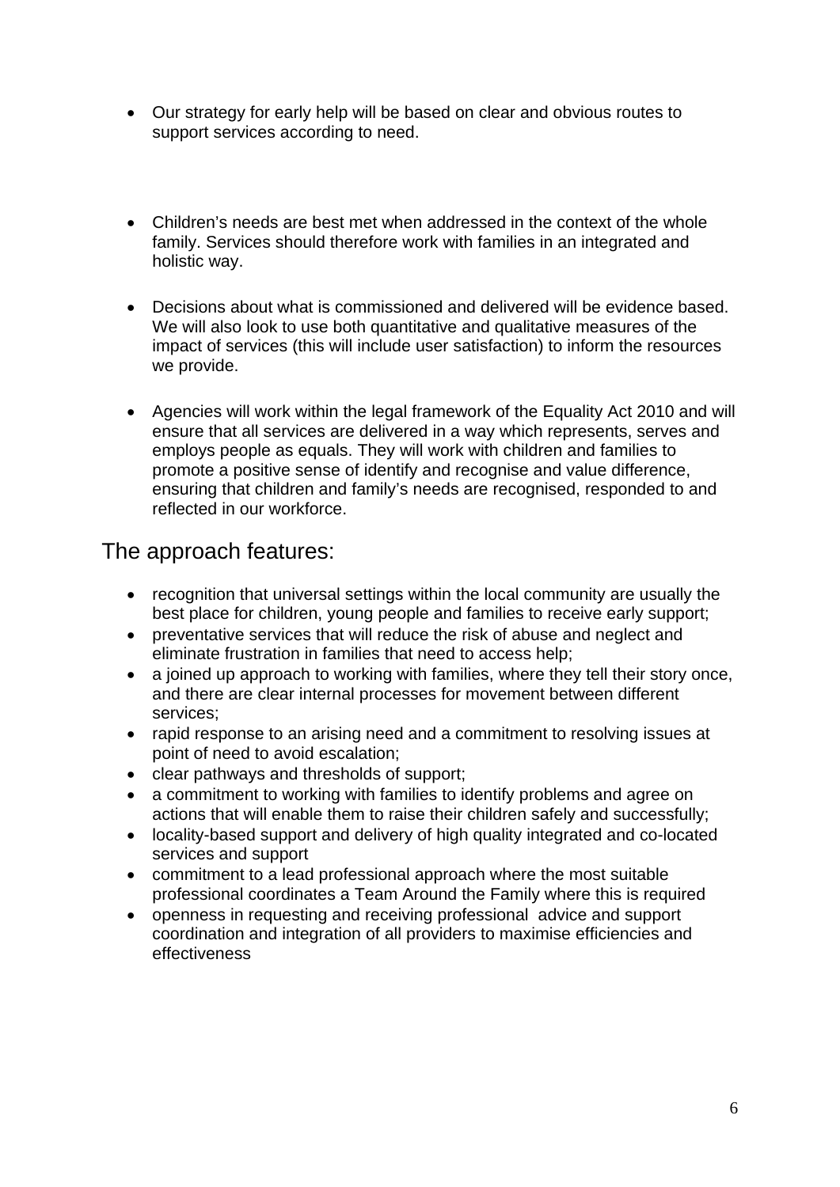- Our strategy for early help will be based on clear and obvious routes to support services according to need.

- Children's needs are best met when addressed in the context of the whole family. Services should therefore work with families in an integrated and holistic way.

- Decisions about what is commissioned and delivered will be evidence based. We will also look to use both quantitative and qualitative measures of the impact of services (this will include user satisfaction) to inform the resources we provide.

- Agencies will work within the legal framework of the Equality Act 2010 and will ensure that all services are delivered in a way which represents, serves and employs people as equals. They will work with children and families to promote a positive sense of identify and recognise and value difference, ensuring that children and family's needs are recognised, responded to and reflected in our workforce.

## The approach features:

- recognition that universal settings within the local community are usually the best place for children, young people and families to receive early support;
- preventative services that will reduce the risk of abuse and neglect and eliminate frustration in families that need to access help;
- a joined up approach to working with families, where they tell their story once, and there are clear internal processes for movement between different services;
- rapid response to an arising need and a commitment to resolving issues at point of need to avoid escalation;
- clear pathways and thresholds of support;
- a commitment to working with families to identify problems and agree on actions that will enable them to raise their children safely and successfully;
- locality-based support and delivery of high quality integrated and co-located services and support
- commitment to a lead professional approach where the most suitable professional coordinates a Team Around the Family where this is required
- openness in requesting and receiving professional advice and support coordination and integration of all providers to maximise efficiencies and effectiveness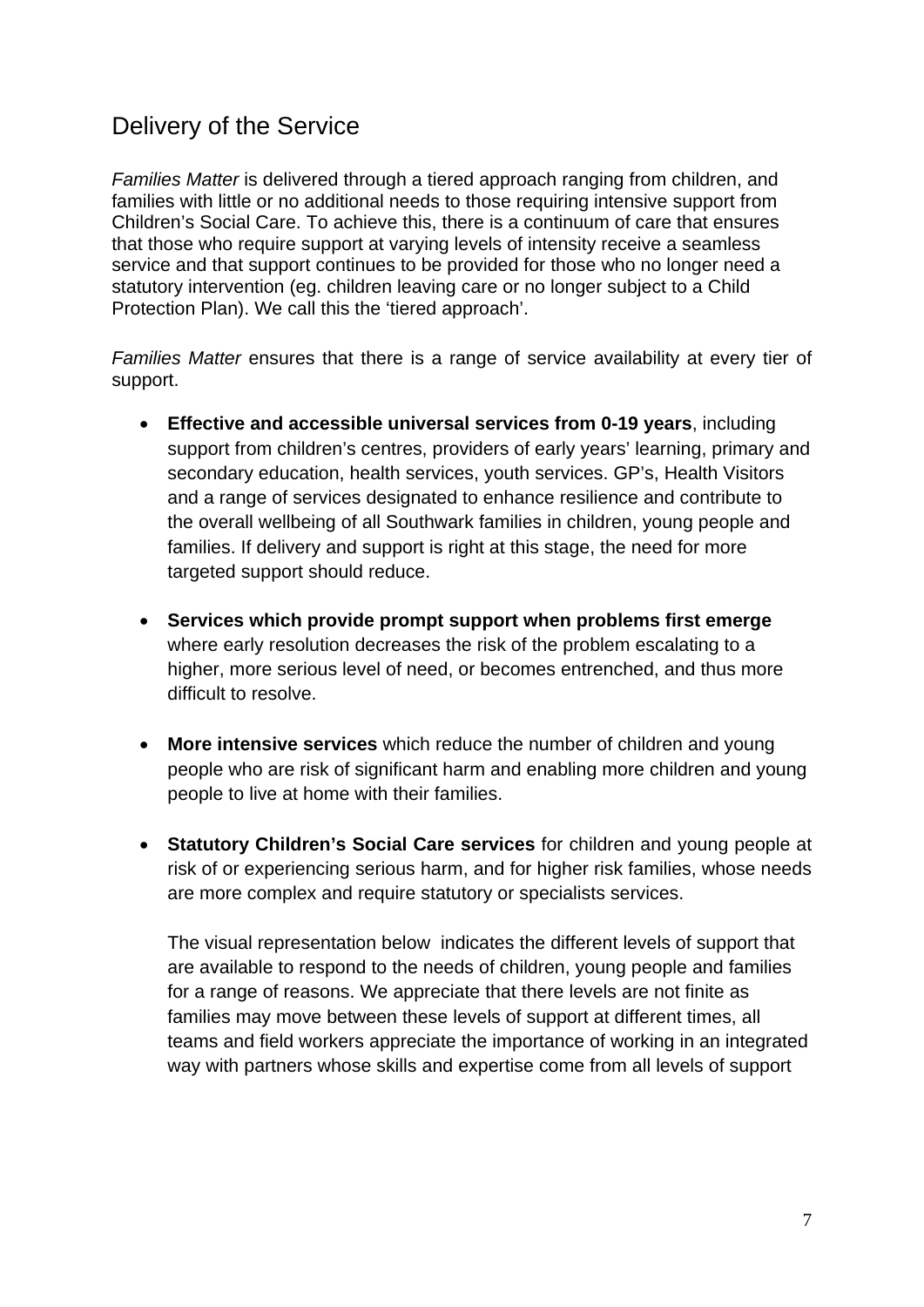## Delivery of the Service

*Families Matter* is delivered through a tiered approach ranging from children, and families with little or no additional needs to those requiring intensive support from Children's Social Care. To achieve this, there is a continuum of care that ensures that those who require support at varying levels of intensity receive a seamless service and that support continues to be provided for those who no longer need a statutory intervention (eg. children leaving care or no longer subject to a Child Protection Plan). We call this the 'tiered approach'.

*Families Matter* ensures that there is a range of service availability at every tier of support.

- **Effective and accessible universal services from 0-19 years**, including support from children's centres, providers of early years' learning, primary and secondary education, health services, youth services. GP's, Health Visitors and a range of services designated to enhance resilience and contribute to the overall wellbeing of all Southwark families in children, young people and families. If delivery and support is right at this stage, the need for more targeted support should reduce.

- **Services which provide prompt support when problems first emerge** where early resolution decreases the risk of the problem escalating to a higher, more serious level of need, or becomes entrenched, and thus more difficult to resolve.

- **More intensive services** which reduce the number of children and young people who are risk of significant harm and enabling more children and young people to live at home with their families.

- **Statutory Children's Social Care services** for children and young people at risk of or experiencing serious harm, and for higher risk families, whose needs are more complex and require statutory or specialists services.

  The visual representation below indicates the different levels of support that are available to respond to the needs of children, young people and families for a range of reasons. We appreciate that there levels are not finite as families may move between these levels of support at different times, all teams and field workers appreciate the importance of working in an integrated way with partners whose skills and expertise come from all levels of support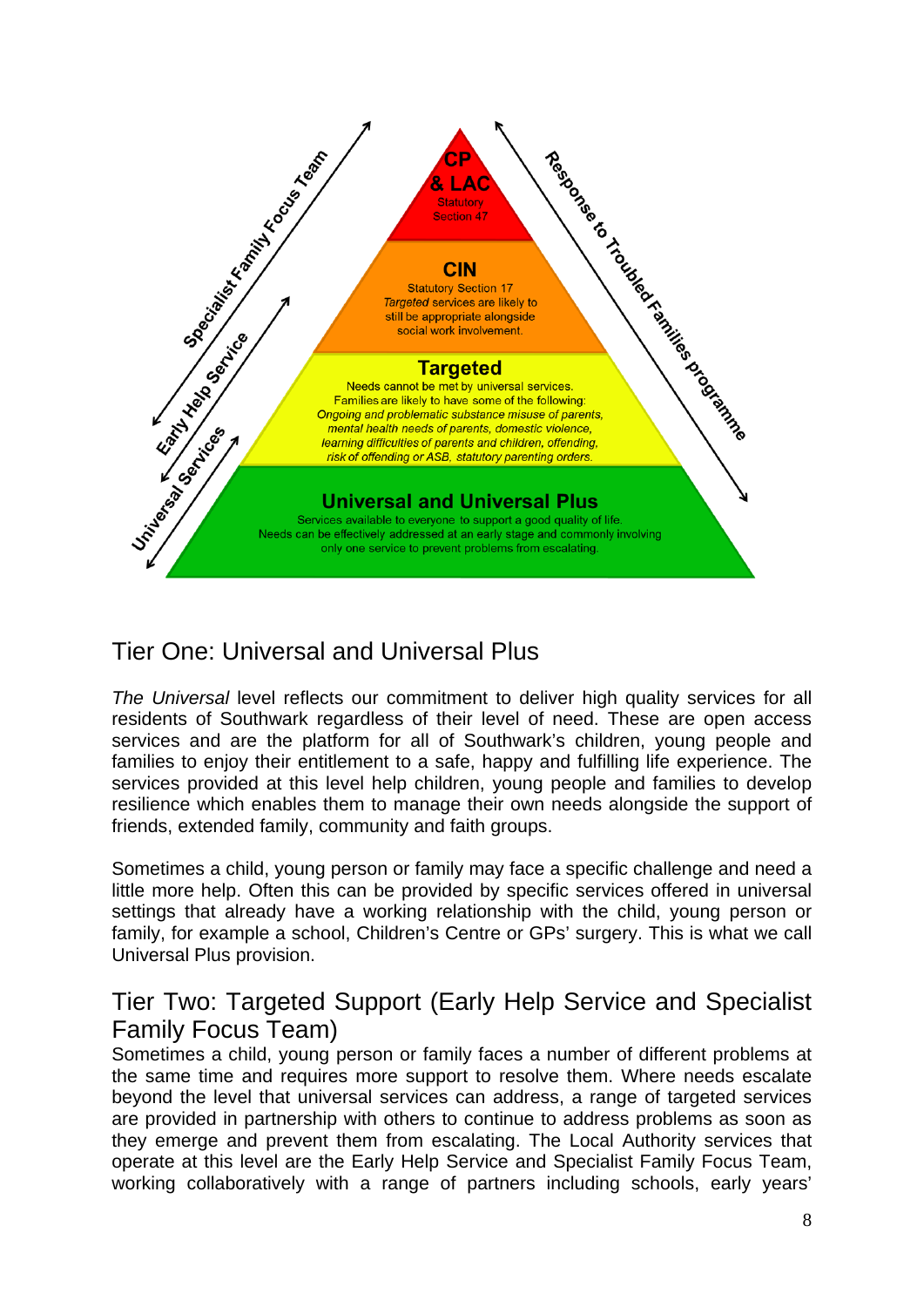CP & LAC
Statutory Section 47

CIN
Statutory Section 17
*Targeted* services are likely to still be appropriate alongside social work involvement.

Targeted
Needs cannot be met by universal services.
Families are likely to have some of the following:
*Ongoing and problematic substance misuse of parents, mental health needs of parents, domestic violence, learning difficulties of parents and children, offending, risk of offending or ASB, statutory parenting orders.*

Universal and Universal Plus
Services available to everyone to support a good quality of life.
Needs can be effectively addressed at an early stage and commonly involving only one service to prevent problems from escalating.

Specialist Family Focus Team

Early Help Service

Universal Services

Response to Troubled Families programme

## Tier One: Universal and Universal Plus

*The Universal* level reflects our commitment to deliver high quality services for all residents of Southwark regardless of their level of need. These are open access services and are the platform for all of Southwark's children, young people and families to enjoy their entitlement to a safe, happy and fulfilling life experience. The services provided at this level help children, young people and families to develop resilience which enables them to manage their own needs alongside the support of friends, extended family, community and faith groups.

Sometimes a child, young person or family may face a specific challenge and need a little more help. Often this can be provided by specific services offered in universal settings that already have a working relationship with the child, young person or family, for example a school, Children's Centre or GPs' surgery. This is what we call Universal Plus provision.

## Tier Two: Targeted Support (Early Help Service and Specialist Family Focus Team)

Sometimes a child, young person or family faces a number of different problems at the same time and requires more support to resolve them. Where needs escalate beyond the level that universal services can address, a range of targeted services are provided in partnership with others to continue to address problems as soon as they emerge and prevent them from escalating. The Local Authority services that operate at this level are the Early Help Service and Specialist Family Focus Team, working collaboratively with a range of partners including schools, early years'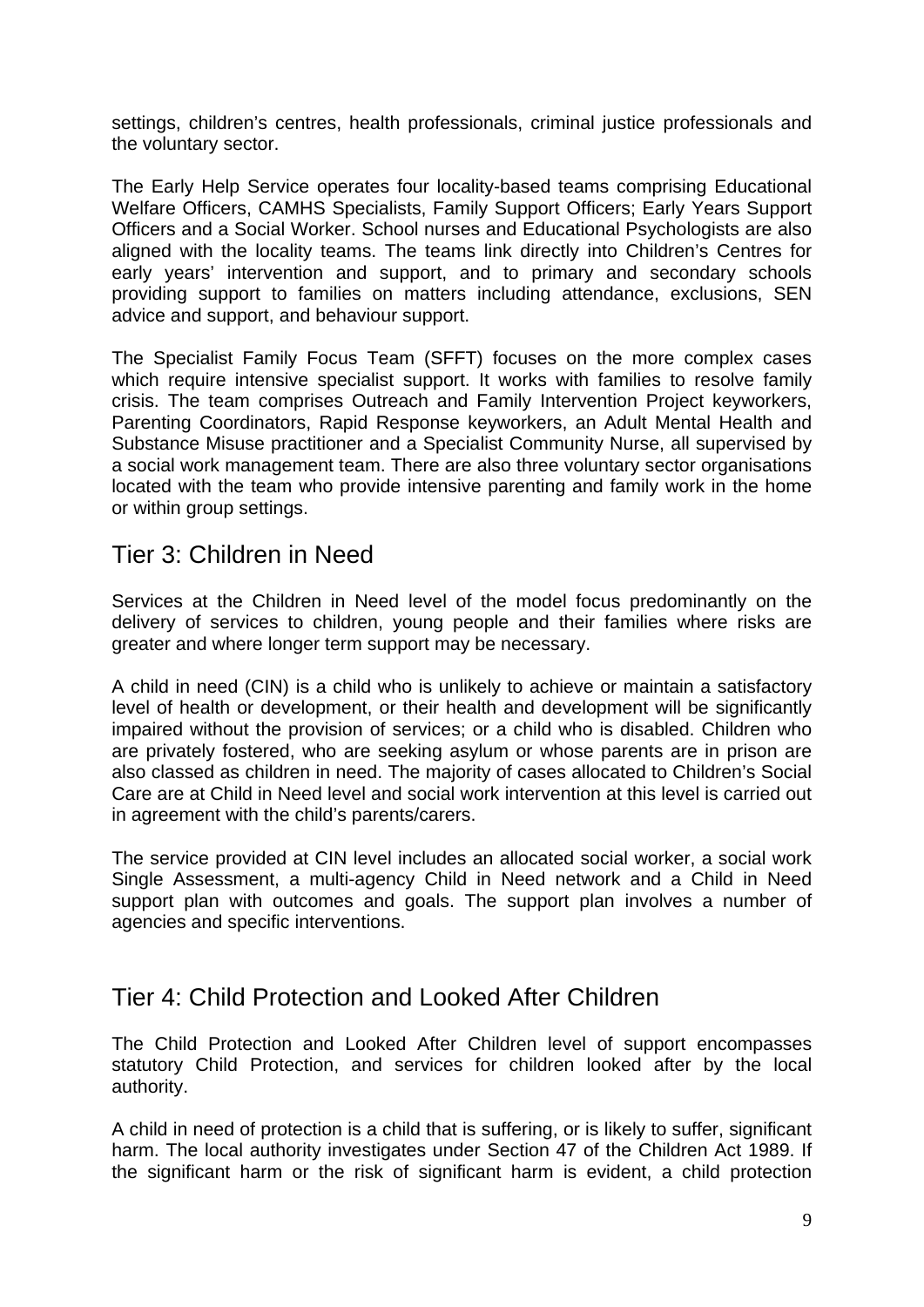settings, children's centres, health professionals, criminal justice professionals and the voluntary sector.

The Early Help Service operates four locality-based teams comprising Educational Welfare Officers, CAMHS Specialists, Family Support Officers; Early Years Support Officers and a Social Worker. School nurses and Educational Psychologists are also aligned with the locality teams. The teams link directly into Children's Centres for early years' intervention and support, and to primary and secondary schools providing support to families on matters including attendance, exclusions, SEN advice and support, and behaviour support.

The Specialist Family Focus Team (SFFT) focuses on the more complex cases which require intensive specialist support. It works with families to resolve family crisis. The team comprises Outreach and Family Intervention Project keyworkers, Parenting Coordinators, Rapid Response keyworkers, an Adult Mental Health and Substance Misuse practitioner and a Specialist Community Nurse, all supervised by a social work management team. There are also three voluntary sector organisations located with the team who provide intensive parenting and family work in the home or within group settings.

## Tier 3: Children in Need

Services at the Children in Need level of the model focus predominantly on the delivery of services to children, young people and their families where risks are greater and where longer term support may be necessary.

A child in need (CIN) is a child who is unlikely to achieve or maintain a satisfactory level of health or development, or their health and development will be significantly impaired without the provision of services; or a child who is disabled. Children who are privately fostered, who are seeking asylum or whose parents are in prison are also classed as children in need. The majority of cases allocated to Children's Social Care are at Child in Need level and social work intervention at this level is carried out in agreement with the child's parents/carers.

The service provided at CIN level includes an allocated social worker, a social work Single Assessment, a multi-agency Child in Need network and a Child in Need support plan with outcomes and goals. The support plan involves a number of agencies and specific interventions.

## Tier 4: Child Protection and Looked After Children

The Child Protection and Looked After Children level of support encompasses statutory Child Protection, and services for children looked after by the local authority.

A child in need of protection is a child that is suffering, or is likely to suffer, significant harm. The local authority investigates under Section 47 of the Children Act 1989. If the significant harm or the risk of significant harm is evident, a child protection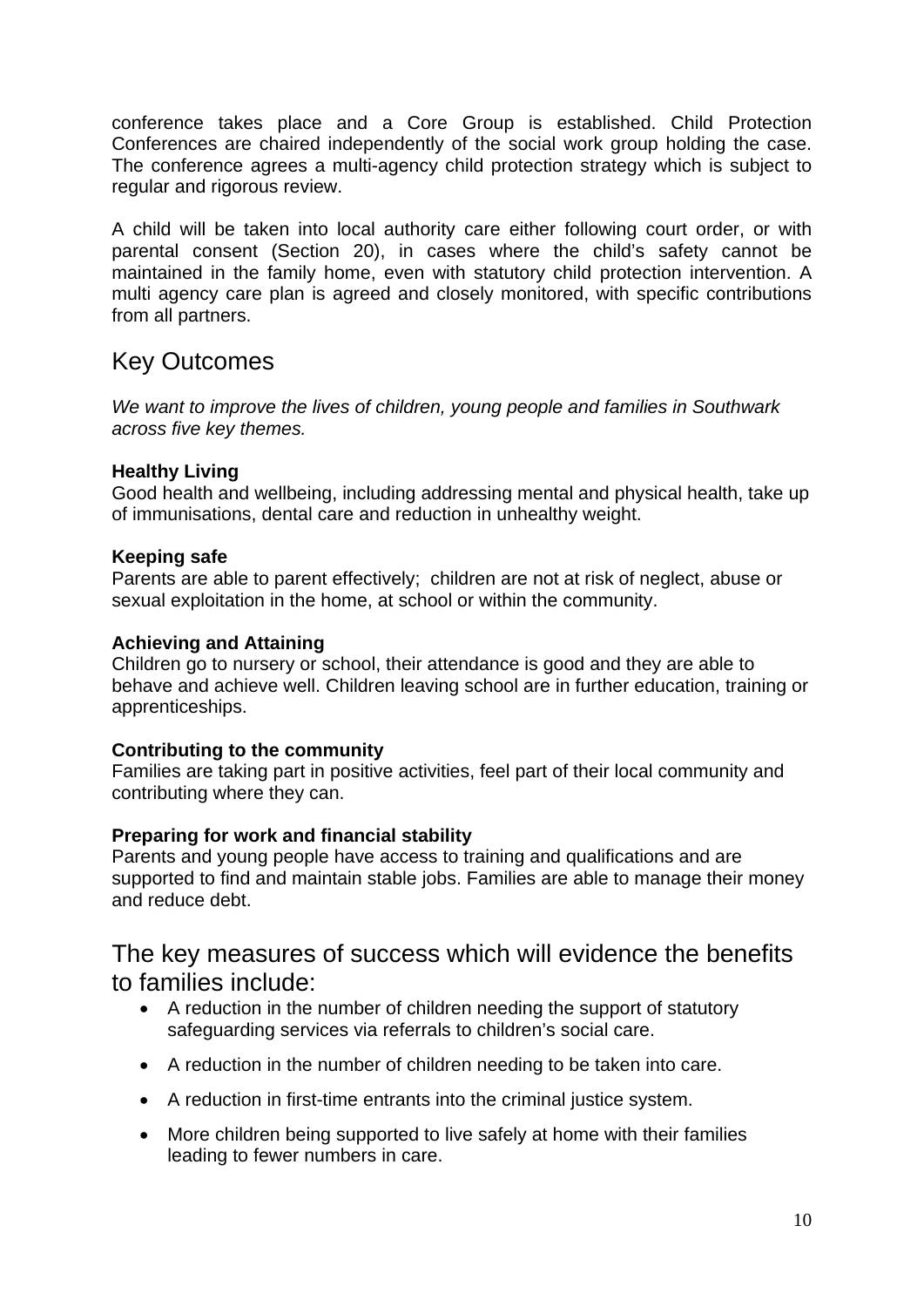conference takes place and a Core Group is established. Child Protection Conferences are chaired independently of the social work group holding the case. The conference agrees a multi-agency child protection strategy which is subject to regular and rigorous review.

A child will be taken into local authority care either following court order, or with parental consent (Section 20), in cases where the child's safety cannot be maintained in the family home, even with statutory child protection intervention. A multi agency care plan is agreed and closely monitored, with specific contributions from all partners.

## Key Outcomes

*We want to improve the lives of children, young people and families in Southwark across five key themes.*

**Healthy Living**
Good health and wellbeing, including addressing mental and physical health, take up of immunisations, dental care and reduction in unhealthy weight.

**Keeping safe**
Parents are able to parent effectively; children are not at risk of neglect, abuse or sexual exploitation in the home, at school or within the community.

**Achieving and Attaining**
Children go to nursery or school, their attendance is good and they are able to behave and achieve well. Children leaving school are in further education, training or apprenticeships.

**Contributing to the community**
Families are taking part in positive activities, feel part of their local community and contributing where they can.

**Preparing for work and financial stability**
Parents and young people have access to training and qualifications and are supported to find and maintain stable jobs. Families are able to manage their money and reduce debt.

## The key measures of success which will evidence the benefits to families include:

- A reduction in the number of children needing the support of statutory safeguarding services via referrals to children's social care.
- A reduction in the number of children needing to be taken into care.
- A reduction in first-time entrants into the criminal justice system.
- More children being supported to live safely at home with their families leading to fewer numbers in care.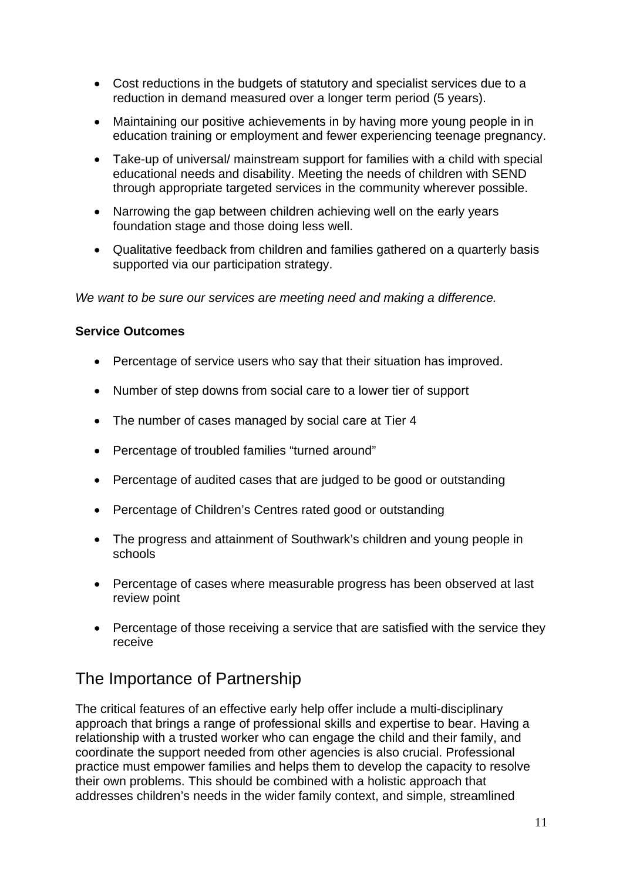- Cost reductions in the budgets of statutory and specialist services due to a reduction in demand measured over a longer term period (5 years).
- Maintaining our positive achievements in by having more young people in in education training or employment and fewer experiencing teenage pregnancy.
- Take-up of universal/ mainstream support for families with a child with special educational needs and disability. Meeting the needs of children with SEND through appropriate targeted services in the community wherever possible.
- Narrowing the gap between children achieving well on the early years foundation stage and those doing less well.
- Qualitative feedback from children and families gathered on a quarterly basis supported via our participation strategy.

*We want to be sure our services are meeting need and making a difference.*

**Service Outcomes**

- Percentage of service users who say that their situation has improved.
- Number of step downs from social care to a lower tier of support
- The number of cases managed by social care at Tier 4
- Percentage of troubled families "turned around"
- Percentage of audited cases that are judged to be good or outstanding
- Percentage of Children's Centres rated good or outstanding
- The progress and attainment of Southwark's children and young people in schools
- Percentage of cases where measurable progress has been observed at last review point
- Percentage of those receiving a service that are satisfied with the service they receive

## The Importance of Partnership

The critical features of an effective early help offer include a multi-disciplinary approach that brings a range of professional skills and expertise to bear. Having a relationship with a trusted worker who can engage the child and their family, and coordinate the support needed from other agencies is also crucial. Professional practice must empower families and helps them to develop the capacity to resolve their own problems. This should be combined with a holistic approach that addresses children's needs in the wider family context, and simple, streamlined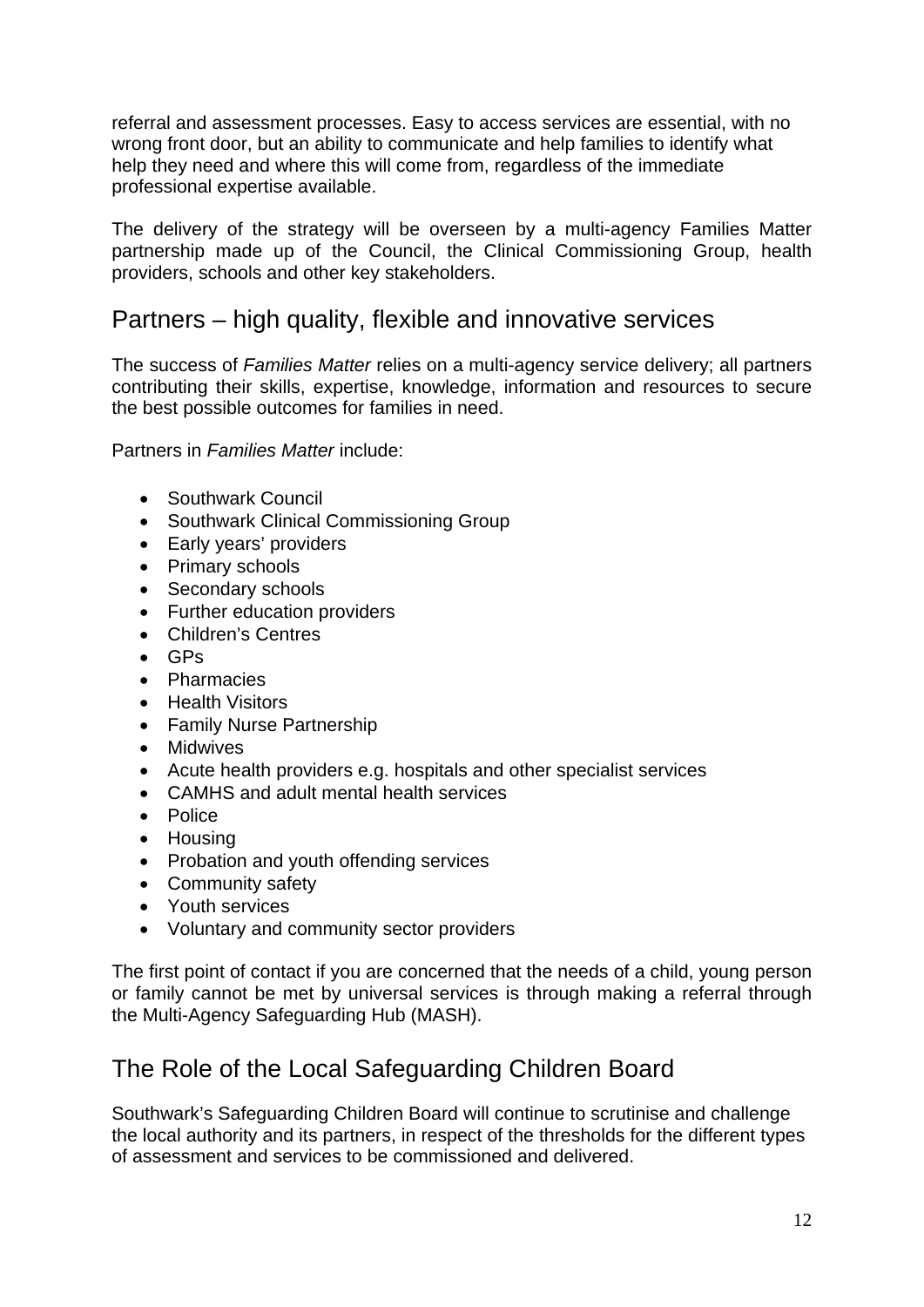referral and assessment processes. Easy to access services are essential, with no wrong front door, but an ability to communicate and help families to identify what help they need and where this will come from, regardless of the immediate professional expertise available.

The delivery of the strategy will be overseen by a multi-agency Families Matter partnership made up of the Council, the Clinical Commissioning Group, health providers, schools and other key stakeholders.

## Partners – high quality, flexible and innovative services

The success of *Families Matter* relies on a multi-agency service delivery; all partners contributing their skills, expertise, knowledge, information and resources to secure the best possible outcomes for families in need.

Partners in *Families Matter* include:

- Southwark Council
- Southwark Clinical Commissioning Group
- Early years' providers
- Primary schools
- Secondary schools
- Further education providers
- Children's Centres
- GPs
- Pharmacies
- Health Visitors
- Family Nurse Partnership
- Midwives
- Acute health providers e.g. hospitals and other specialist services
- CAMHS and adult mental health services
- Police
- Housing
- Probation and youth offending services
- Community safety
- Youth services
- Voluntary and community sector providers

The first point of contact if you are concerned that the needs of a child, young person or family cannot be met by universal services is through making a referral through the Multi-Agency Safeguarding Hub (MASH).

## The Role of the Local Safeguarding Children Board

Southwark's Safeguarding Children Board will continue to scrutinise and challenge the local authority and its partners, in respect of the thresholds for the different types of assessment and services to be commissioned and delivered.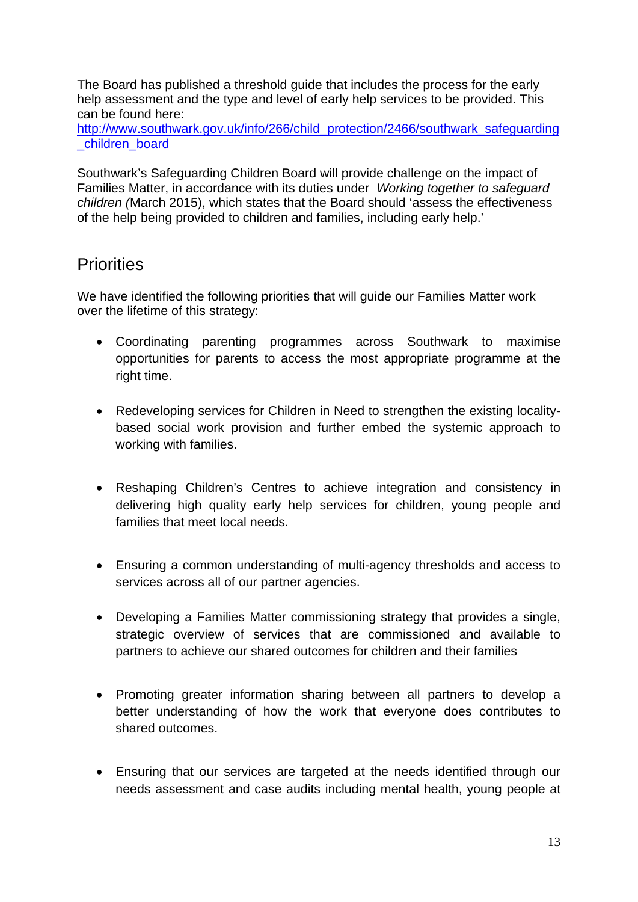The Board has published a threshold guide that includes the process for the early help assessment and the type and level of early help services to be provided. This can be found here: [http://www.southwark.gov.uk/info/266/child_protection/2466/southwark_safeguarding_children_board](http://www.southwark.gov.uk/info/266/child_protection/2466/southwark_safeguarding_children_board)

Southwark's Safeguarding Children Board will provide challenge on the impact of Families Matter, in accordance with its duties under *Working together to safeguard children (*March 2015), which states that the Board should 'assess the effectiveness of the help being provided to children and families, including early help.'

## Priorities

We have identified the following priorities that will guide our Families Matter work over the lifetime of this strategy:

- Coordinating parenting programmes across Southwark to maximise opportunities for parents to access the most appropriate programme at the right time.
- Redeveloping services for Children in Need to strengthen the existing locality-based social work provision and further embed the systemic approach to working with families.
- Reshaping Children's Centres to achieve integration and consistency in delivering high quality early help services for children, young people and families that meet local needs.
- Ensuring a common understanding of multi-agency thresholds and access to services across all of our partner agencies.
- Developing a Families Matter commissioning strategy that provides a single, strategic overview of services that are commissioned and available to partners to achieve our shared outcomes for children and their families
- Promoting greater information sharing between all partners to develop a better understanding of how the work that everyone does contributes to shared outcomes.
- Ensuring that our services are targeted at the needs identified through our needs assessment and case audits including mental health, young people at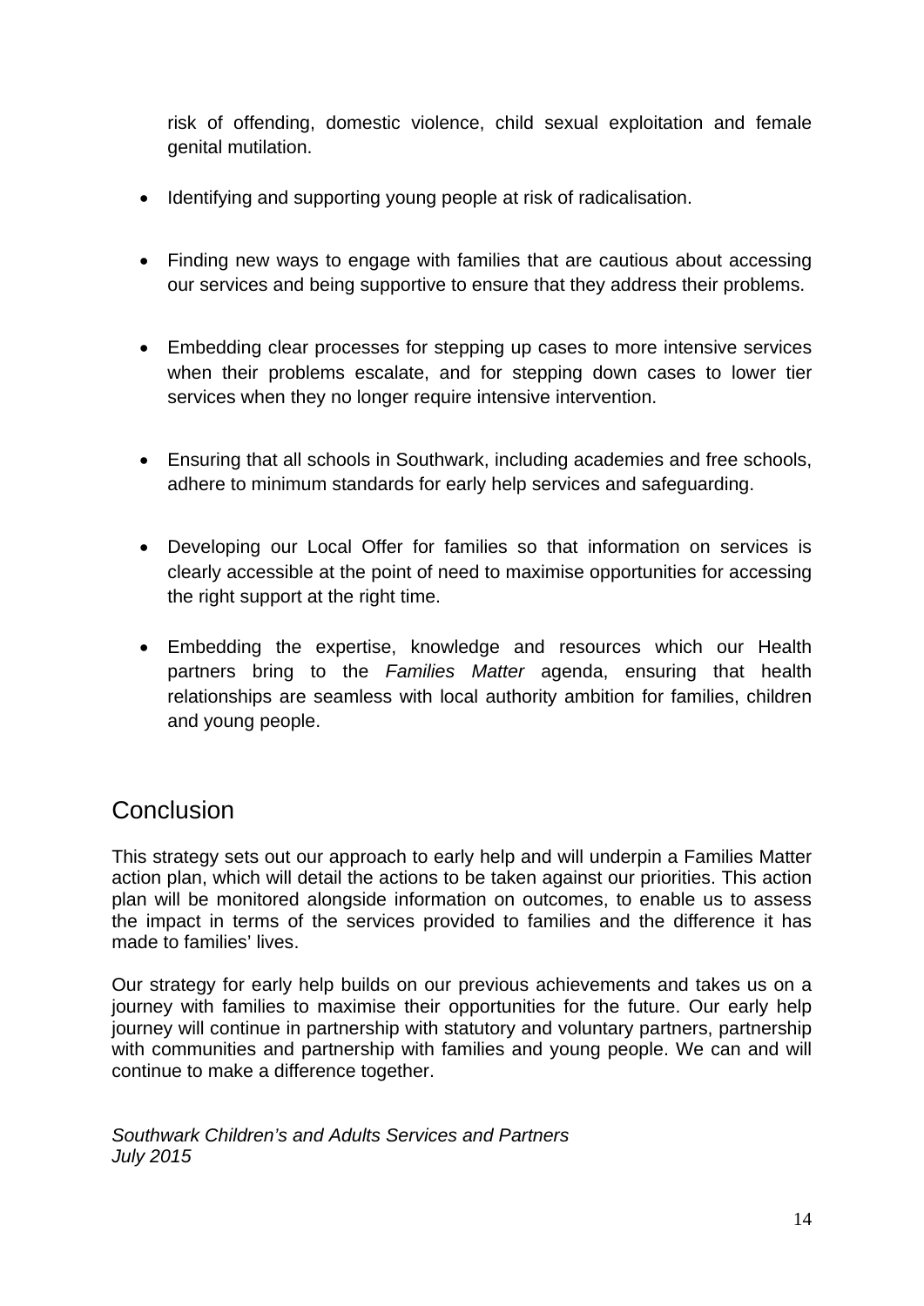risk of offending, domestic violence, child sexual exploitation and female genital mutilation.

- Identifying and supporting young people at risk of radicalisation.

- Finding new ways to engage with families that are cautious about accessing our services and being supportive to ensure that they address their problems.

- Embedding clear processes for stepping up cases to more intensive services when their problems escalate, and for stepping down cases to lower tier services when they no longer require intensive intervention.

- Ensuring that all schools in Southwark, including academies and free schools, adhere to minimum standards for early help services and safeguarding.

- Developing our Local Offer for families so that information on services is clearly accessible at the point of need to maximise opportunities for accessing the right support at the right time.

- Embedding the expertise, knowledge and resources which our Health partners bring to the *Families Matter* agenda, ensuring that health relationships are seamless with local authority ambition for families, children and young people.

## Conclusion

This strategy sets out our approach to early help and will underpin a Families Matter action plan, which will detail the actions to be taken against our priorities. This action plan will be monitored alongside information on outcomes, to enable us to assess the impact in terms of the services provided to families and the difference it has made to families' lives.

Our strategy for early help builds on our previous achievements and takes us on a journey with families to maximise their opportunities for the future. Our early help journey will continue in partnership with statutory and voluntary partners, partnership with communities and partnership with families and young people. We can and will continue to make a difference together.

*Southwark Children's and Adults Services and Partners*
*July 2015*